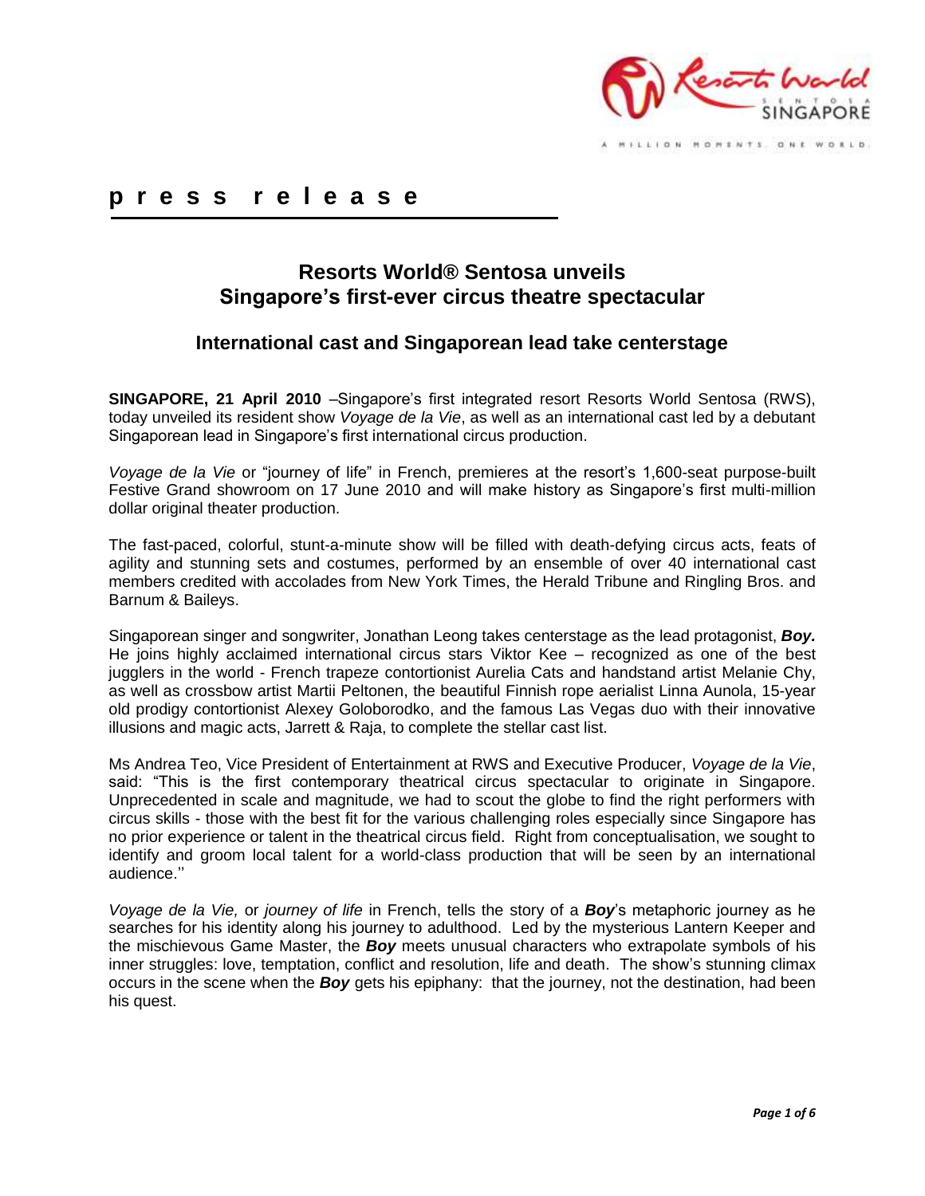**p r e s s r e l e a s e**

# Resorts World® Sentosa unveils Singapore's first-ever circus theatre spectacular

## International cast and Singaporean lead take centerstage

**SINGAPORE, 21 April 2010** –Singapore's first integrated resort Resorts World Sentosa (RWS), today unveiled its resident show *Voyage de la Vie*, as well as an international cast led by a debutant Singaporean lead in Singapore's first international circus production.

*Voyage de la Vie* or "journey of life" in French, premieres at the resort's 1,600-seat purpose-built Festive Grand showroom on 17 June 2010 and will make history as Singapore's first multi-million dollar original theater production.

The fast-paced, colorful, stunt-a-minute show will be filled with death-defying circus acts, feats of agility and stunning sets and costumes, performed by an ensemble of over 40 international cast members credited with accolades from New York Times, the Herald Tribune and Ringling Bros. and Barnum & Baileys.

Singaporean singer and songwriter, Jonathan Leong takes centerstage as the lead protagonist, ***Boy.*** He joins highly acclaimed international circus stars Viktor Kee – recognized as one of the best jugglers in the world - French trapeze contortionist Aurelia Cats and handstand artist Melanie Chy, as well as crossbow artist Martii Peltonen, the beautiful Finnish rope aerialist Linna Aunola, 15-year old prodigy contortionist Alexey Goloborodko, and the famous Las Vegas duo with their innovative illusions and magic acts, Jarrett & Raja, to complete the stellar cast list.

Ms Andrea Teo, Vice President of Entertainment at RWS and Executive Producer, *Voyage de la Vie*, said: "This is the first contemporary theatrical circus spectacular to originate in Singapore. Unprecedented in scale and magnitude, we had to scout the globe to find the right performers with circus skills - those with the best fit for the various challenging roles especially since Singapore has no prior experience or talent in the theatrical circus field. Right from conceptualisation, we sought to identify and groom local talent for a world-class production that will be seen by an international audience.''

*Voyage de la Vie,* or *journey of life* in French, tells the story of a ***Boy***'s metaphoric journey as he searches for his identity along his journey to adulthood. Led by the mysterious Lantern Keeper and the mischievous Game Master, the ***Boy*** meets unusual characters who extrapolate symbols of his inner struggles: love, temptation, conflict and resolution, life and death. The show's stunning climax occurs in the scene when the ***Boy*** gets his epiphany: that the journey, not the destination, had been his quest.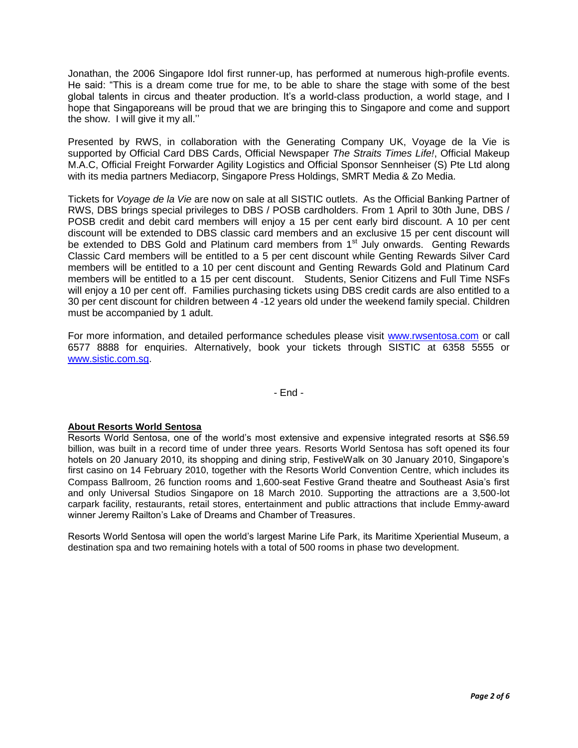Jonathan, the 2006 Singapore Idol first runner-up, has performed at numerous high-profile events. He said: "This is a dream come true for me, to be able to share the stage with some of the best global talents in circus and theater production. It's a world-class production, a world stage, and I hope that Singaporeans will be proud that we are bringing this to Singapore and come and support the show. I will give it my all.''

Presented by RWS, in collaboration with the Generating Company UK, Voyage de la Vie is supported by Official Card DBS Cards, Official Newspaper *The Straits Times Life!*, Official Makeup M.A.C, Official Freight Forwarder Agility Logistics and Official Sponsor Sennheiser (S) Pte Ltd along with its media partners Mediacorp, Singapore Press Holdings, SMRT Media & Zo Media.

Tickets for *Voyage de la Vie* are now on sale at all SISTIC outlets. As the Official Banking Partner of RWS, DBS brings special privileges to DBS / POSB cardholders. From 1 April to 30th June, DBS / POSB credit and debit card members will enjoy a 15 per cent early bird discount. A 10 per cent discount will be extended to DBS classic card members and an exclusive 15 per cent discount will be extended to DBS Gold and Platinum card members from 1st July onwards. Genting Rewards Classic Card members will be entitled to a 5 per cent discount while Genting Rewards Silver Card members will be entitled to a 10 per cent discount and Genting Rewards Gold and Platinum Card members will be entitled to a 15 per cent discount. Students, Senior Citizens and Full Time NSFs will enjoy a 10 per cent off. Families purchasing tickets using DBS credit cards are also entitled to a 30 per cent discount for children between 4 -12 years old under the weekend family special. Children must be accompanied by 1 adult.

For more information, and detailed performance schedules please visit www.rwsentosa.com or call 6577 8888 for enquiries. Alternatively, book your tickets through SISTIC at 6358 5555 or www.sistic.com.sg.

- End -

**About Resorts World Sentosa**

Resorts World Sentosa, one of the world's most extensive and expensive integrated resorts at S$6.59 billion, was built in a record time of under three years. Resorts World Sentosa has soft opened its four hotels on 20 January 2010, its shopping and dining strip, FestiveWalk on 30 January 2010, Singapore's first casino on 14 February 2010, together with the Resorts World Convention Centre, which includes its Compass Ballroom, 26 function rooms and 1,600-seat Festive Grand theatre and Southeast Asia's first and only Universal Studios Singapore on 18 March 2010. Supporting the attractions are a 3,500-lot carpark facility, restaurants, retail stores, entertainment and public attractions that include Emmy-award winner Jeremy Railton's Lake of Dreams and Chamber of Treasures.

Resorts World Sentosa will open the world's largest Marine Life Park, its Maritime Xperiential Museum, a destination spa and two remaining hotels with a total of 500 rooms in phase two development.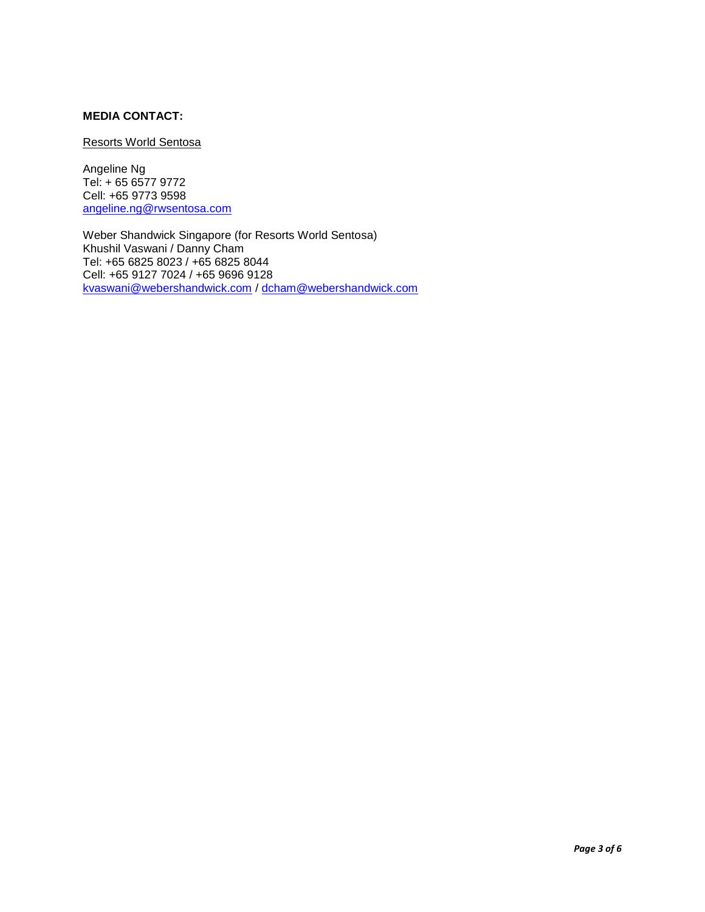**MEDIA CONTACT:**

Resorts World Sentosa

Angeline Ng
Tel: + 65 6577 9772
Cell: +65 9773 9598
angeline.ng@rwsentosa.com

Weber Shandwick Singapore (for Resorts World Sentosa)
Khushil Vaswani / Danny Cham
Tel: +65 6825 8023 / +65 6825 8044
Cell: +65 9127 7024 / +65 9696 9128
kvaswani@webershandwick.com / dcham@webershandwick.com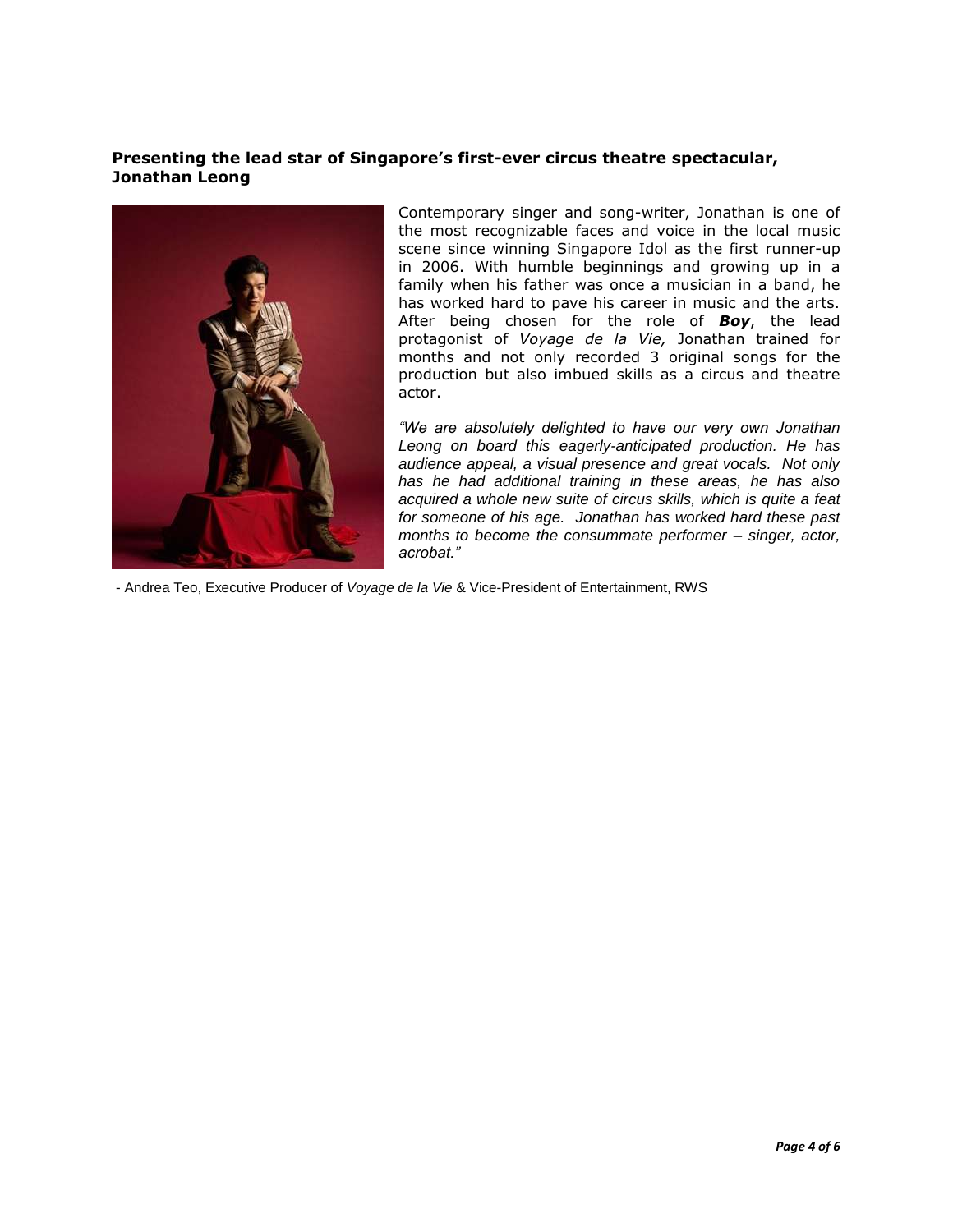**Presenting the lead star of Singapore's first-ever circus theatre spectacular, Jonathan Leong**

Contemporary singer and song-writer, Jonathan is one of the most recognizable faces and voice in the local music scene since winning Singapore Idol as the first runner-up in 2006. With humble beginnings and growing up in a family when his father was once a musician in a band, he has worked hard to pave his career in music and the arts. After being chosen for the role of ***Boy***, the lead protagonist of *Voyage de la Vie,* Jonathan trained for months and not only recorded 3 original songs for the production but also imbued skills as a circus and theatre actor.

*"We are absolutely delighted to have our very own Jonathan Leong on board this eagerly-anticipated production. He has audience appeal, a visual presence and great vocals. Not only has he had additional training in these areas, he has also acquired a whole new suite of circus skills, which is quite a feat for someone of his age. Jonathan has worked hard these past months to become the consummate performer – singer, actor, acrobat."*

- Andrea Teo, Executive Producer of *Voyage de la Vie* & Vice-President of Entertainment, RWS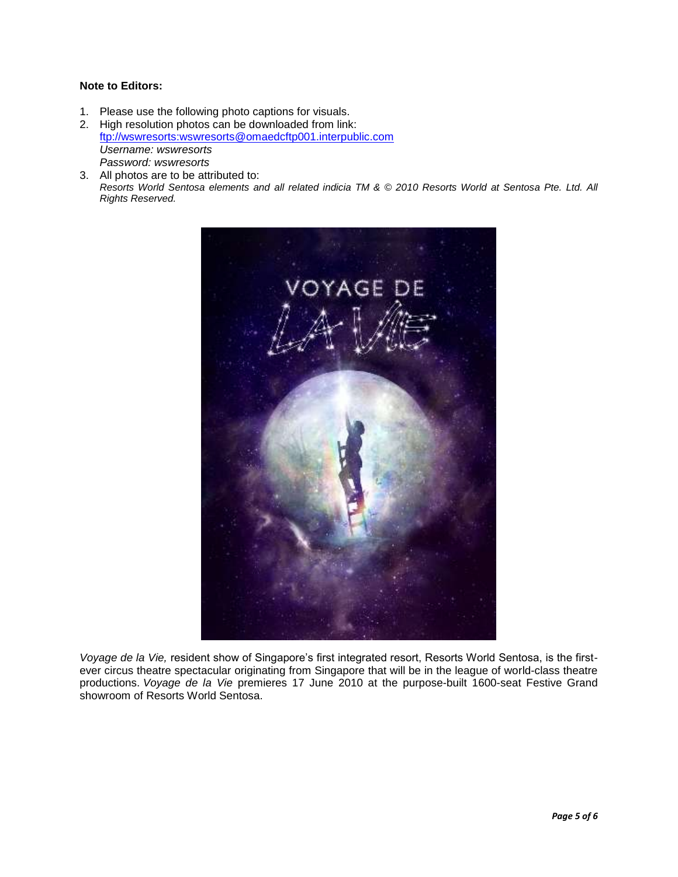**Note to Editors:**

1. Please use the following photo captions for visuals.
2. High resolution photos can be downloaded from link:
   ftp://wswresorts:wswresorts@omaedcftp001.interpublic.com
   *Username: wswresorts*
   *Password: wswresorts*
3. All photos are to be attributed to:
   *Resorts World Sentosa elements and all related indicia TM & © 2010 Resorts World at Sentosa Pte. Ltd. All Rights Reserved.*

*Voyage de la Vie,* resident show of Singapore's first integrated resort, Resorts World Sentosa, is the first-ever circus theatre spectacular originating from Singapore that will be in the league of world-class theatre productions. *Voyage de la Vie* premieres 17 June 2010 at the purpose-built 1600-seat Festive Grand showroom of Resorts World Sentosa.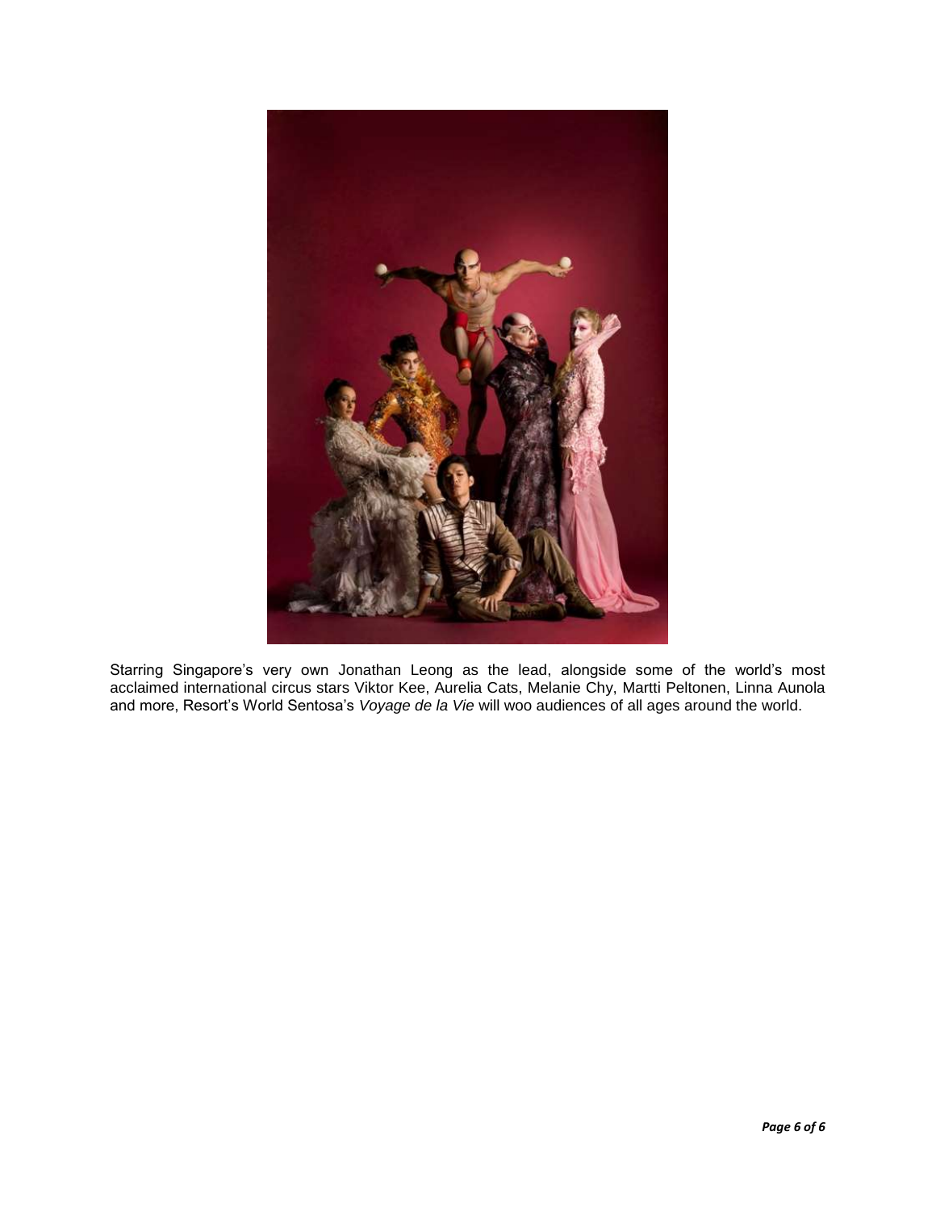Starring Singapore's very own Jonathan Leong as the lead, alongside some of the world's most acclaimed international circus stars Viktor Kee, Aurelia Cats, Melanie Chy, Martti Peltonen, Linna Aunola and more, Resort's World Sentosa's *Voyage de la Vie* will woo audiences of all ages around the world.